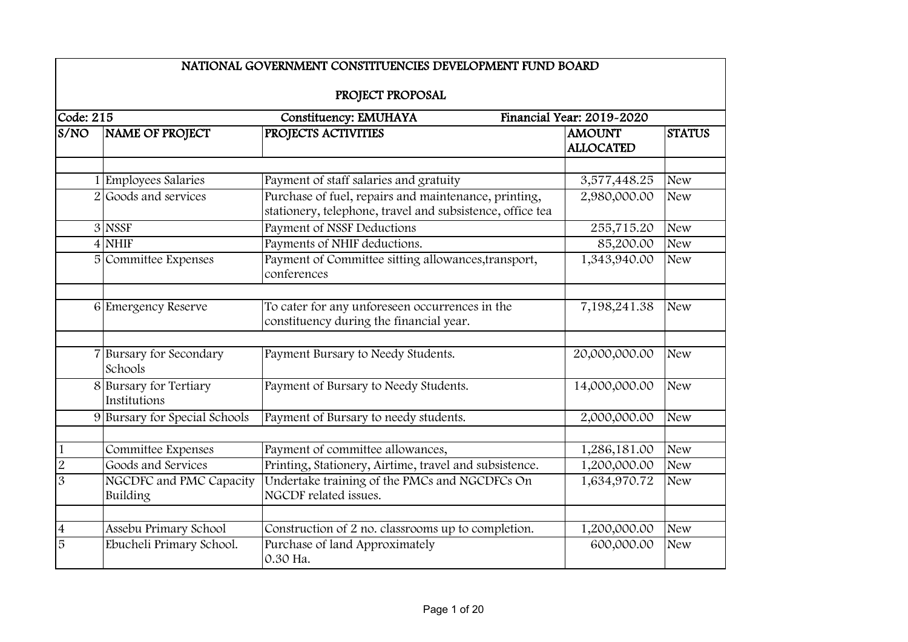# NATIONAL GOVERNMENT CONSTITUENCIES DEVELOPMENT FUND BOARD

## PROJECT PROPOSAL

| Code: 215 | | Constituency: EMUHAYA | Financial Year: 2019-2020 | |
|---|---|---|---|---|
| S/NO | NAME OF PROJECT | PROJECTS ACTIVITIES | AMOUNT ALLOCATED | STATUS |
| | | | | |
| 1 | Employees Salaries | Payment of staff salaries and gratuity | 3,577,448.25 | New |
| 2 | Goods and services | Purchase of fuel, repairs and maintenance, printing, stationery, telephone, travel and subsistence, office tea | 2,980,000.00 | New |
| 3 | NSSF | Payment of NSSF Deductions | 255,715.20 | New |
| 4 | NHIF | Payments of NHIF deductions. | 85,200.00 | New |
| 5 | Committee Expenses | Payment of Committee sitting allowances,transport, conferences | 1,343,940.00 | New |
| | | | | |
| 6 | Emergency Reserve | To cater for any unforeseen occurrences in the constituency during the financial year. | 7,198,241.38 | New |
| | | | | |
| 7 | Bursary for Secondary Schools | Payment Bursary to Needy Students. | 20,000,000.00 | New |
| 8 | Bursary for Tertiary Institutions | Payment of Bursary to Needy Students. | 14,000,000.00 | New |
| 9 | Bursary for Special Schools | Payment of Bursary to needy students. | 2,000,000.00 | New |
| | | | | |
| 1 | Committee Expenses | Payment of committee allowances, | 1,286,181.00 | New |
| 2 | Goods and Services | Printing, Stationery, Airtime, travel and subsistence. | 1,200,000.00 | New |
| 3 | NGCDFC and PMC Capacity Building | Undertake training of the PMCs and NGCDFCs On NGCDF related issues. | 1,634,970.72 | New |
| | | | | |
| 4 | Assebu Primary School | Construction of 2 no. classrooms up to completion. | 1,200,000.00 | New |
| 5 | Ebucheli Primary School. | Purchase of land Approximately 0.30 Ha. | 600,000.00 | New |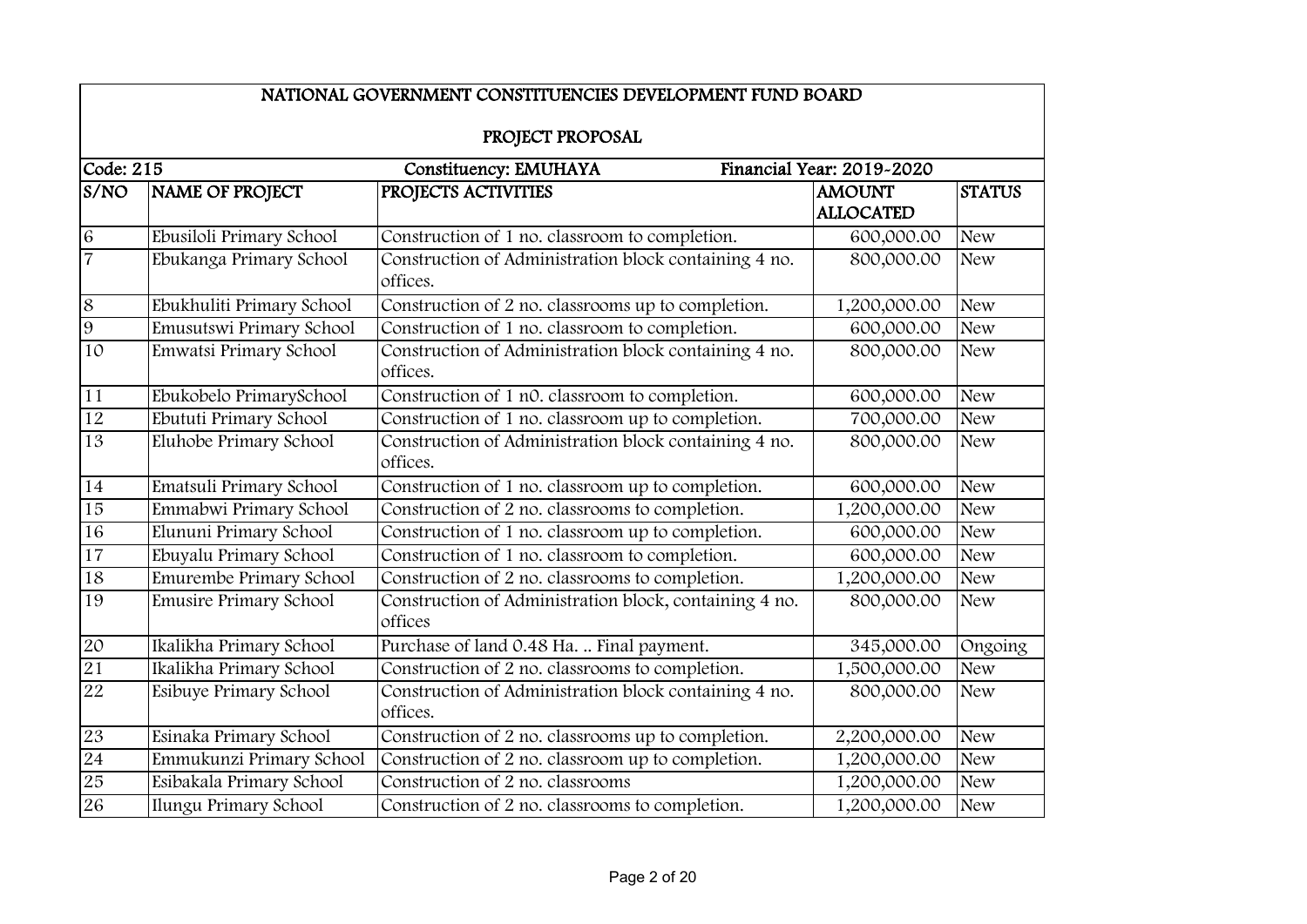# NATIONAL GOVERNMENT CONSTITUENCIES DEVELOPMENT FUND BOARD

## PROJECT PROPOSAL

| Code: 215 | | Constituency: EMUHAYA | Financial Year: 2019-2020 | |
|---|---|---|---|---|
| S/NO | NAME OF PROJECT | PROJECTS ACTIVITIES | AMOUNT ALLOCATED | STATUS |
| 6 | Ebusiloli Primary School | Construction of 1 no. classroom to completion. | 600,000.00 | New |
| 7 | Ebukanga Primary School | Construction of Administration block containing 4 no. offices. | 800,000.00 | New |
| 8 | Ebukhuliti Primary School | Construction of 2 no. classrooms up to completion. | 1,200,000.00 | New |
| 9 | Emusutswi Primary School | Construction of 1 no. classroom to completion. | 600,000.00 | New |
| 10 | Emwatsi Primary School | Construction of Administration block containing 4 no. offices. | 800,000.00 | New |
| 11 | Ebukobelo PrimarySchool | Construction of 1 n0. classroom to completion. | 600,000.00 | New |
| 12 | Ebututi Primary School | Construction of 1 no. classroom up to completion. | 700,000.00 | New |
| 13 | Eluhobe Primary School | Construction of Administration block containing 4 no. offices. | 800,000.00 | New |
| 14 | Ematsuli Primary School | Construction of 1 no. classroom up to completion. | 600,000.00 | New |
| 15 | Emmabwi Primary School | Construction of 2 no. classrooms to completion. | 1,200,000.00 | New |
| 16 | Elununi Primary School | Construction of 1 no. classroom up to completion. | 600,000.00 | New |
| 17 | Ebuyalu Primary School | Construction of 1 no. classroom to completion. | 600,000.00 | New |
| 18 | Emurembe Primary School | Construction of 2 no. classrooms to completion. | 1,200,000.00 | New |
| 19 | Emusire Primary School | Construction of Administration block, containing 4 no. offices | 800,000.00 | New |
| 20 | Ikalikha Primary School | Purchase of land 0.48 Ha. .. Final payment. | 345,000.00 | Ongoing |
| 21 | Ikalikha Primary School | Construction of 2 no. classrooms to completion. | 1,500,000.00 | New |
| 22 | Esibuye Primary School | Construction of Administration block containing 4 no. offices. | 800,000.00 | New |
| 23 | Esinaka Primary School | Construction of 2 no. classrooms up to completion. | 2,200,000.00 | New |
| 24 | Emmukunzi Primary School | Construction of 2 no. classroom up to completion. | 1,200,000.00 | New |
| 25 | Esibakala Primary School | Construction of 2 no. classrooms | 1,200,000.00 | New |
| 26 | Ilungu Primary School | Construction of 2 no. classrooms to completion. | 1,200,000.00 | New |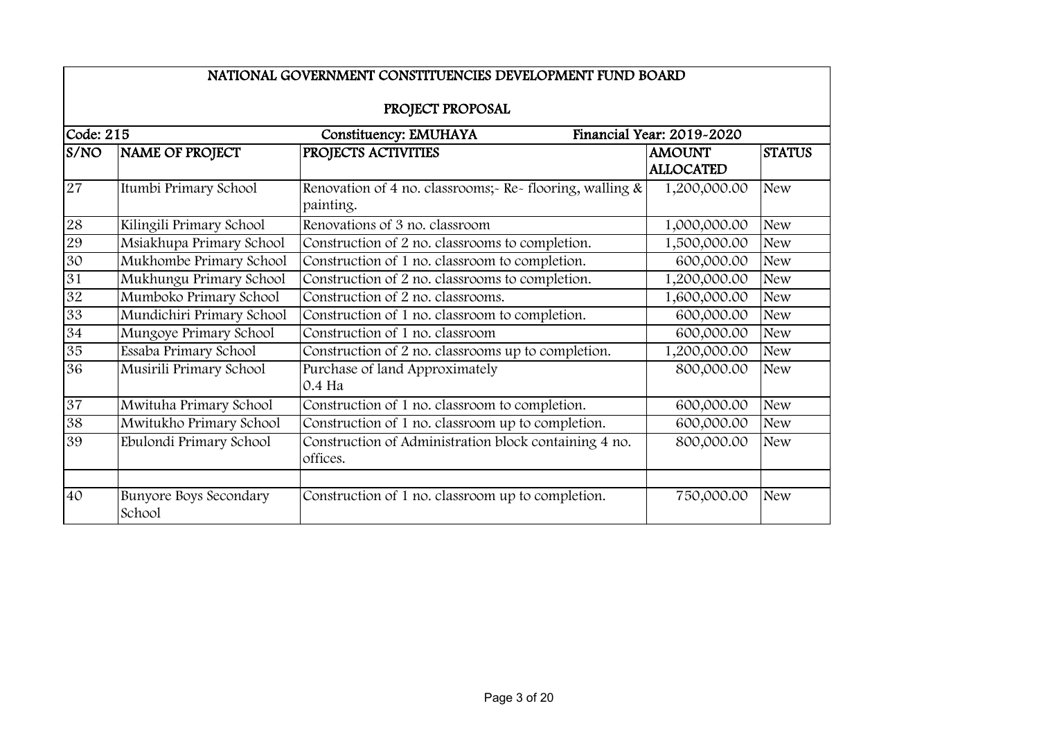# NATIONAL GOVERNMENT CONSTITUENCIES DEVELOPMENT FUND BOARD

## PROJECT PROPOSAL

| Code: 215 | | Constituency: EMUHAYA | Financial Year: 2019-2020 | |
|---|---|---|---|---|
| S/NO | NAME OF PROJECT | PROJECTS ACTIVITIES | AMOUNT ALLOCATED | STATUS |
| 27 | Itumbi Primary School | Renovation of 4 no. classrooms;- Re- flooring, walling & painting. | 1,200,000.00 | New |
| 28 | Kilingili Primary School | Renovations of 3 no. classroom | 1,000,000.00 | New |
| 29 | Msiakhupa Primary School | Construction of 2 no. classrooms to completion. | 1,500,000.00 | New |
| 30 | Mukhombe Primary School | Construction of 1 no. classroom to completion. | 600,000.00 | New |
| 31 | Mukhungu Primary School | Construction of 2 no. classrooms to completion. | 1,200,000.00 | New |
| 32 | Mumboko Primary School | Construction of 2 no. classrooms. | 1,600,000.00 | New |
| 33 | Mundichiri Primary School | Construction of 1 no. classroom to completion. | 600,000.00 | New |
| 34 | Mungoye Primary School | Construction of 1 no. classroom | 600,000.00 | New |
| 35 | Essaba Primary School | Construction of 2 no. classrooms up to completion. | 1,200,000.00 | New |
| 36 | Musirili Primary School | Purchase of land Approximately 0.4 Ha | 800,000.00 | New |
| 37 | Mwituha Primary School | Construction of 1 no. classroom to completion. | 600,000.00 | New |
| 38 | Mwitukho Primary School | Construction of 1 no. classroom up to completion. | 600,000.00 | New |
| 39 | Ebulondi Primary School | Construction of Administration block containing 4 no. offices. | 800,000.00 | New |
| | | | | |
| 40 | Bunyore Boys Secondary School | Construction of 1 no. classroom up to completion. | 750,000.00 | New |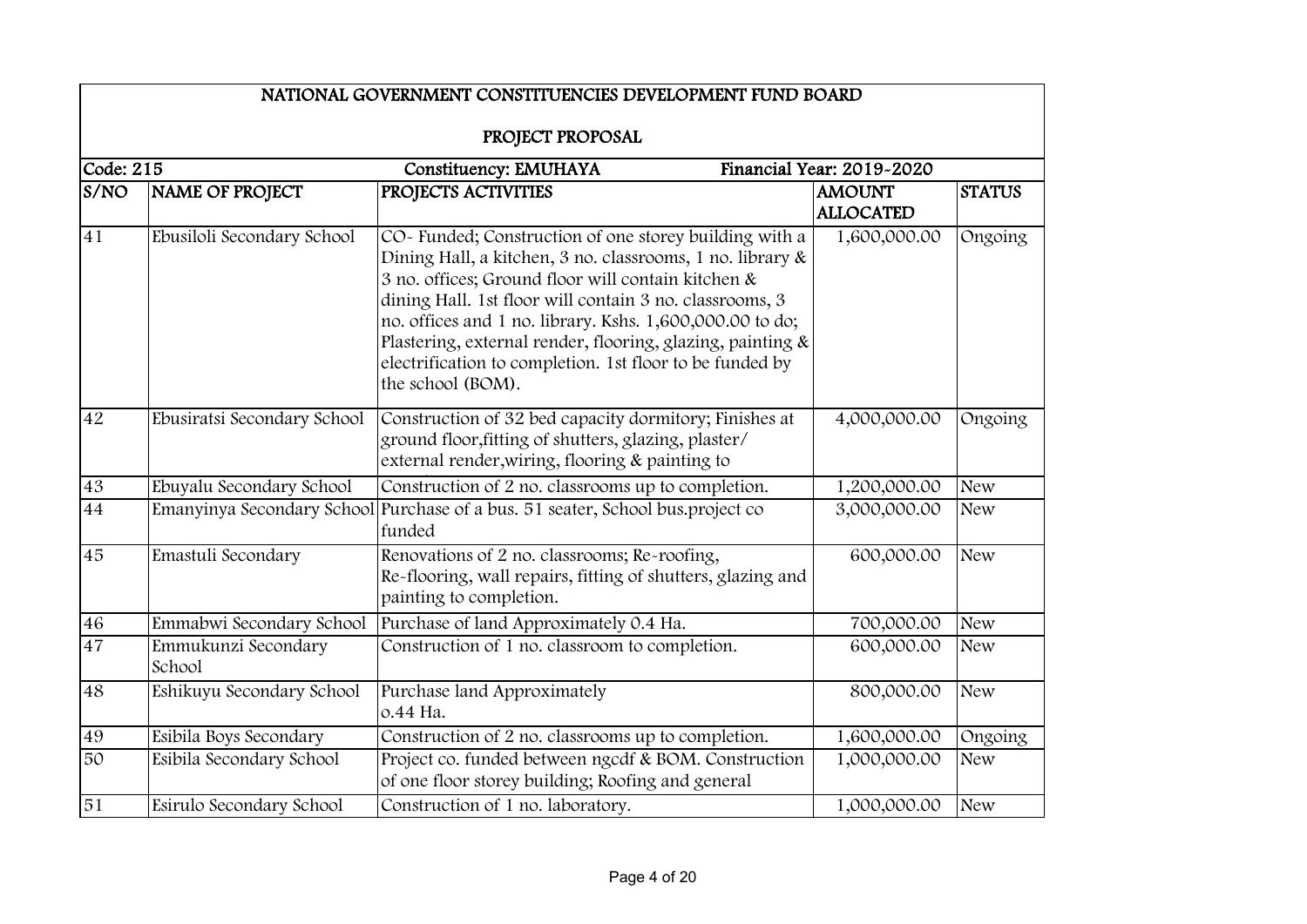NATIONAL GOVERNMENT CONSTITUENCIES DEVELOPMENT FUND BOARD

PROJECT PROPOSAL

| Code: 215 | | Constituency: EMUHAYA | Financial Year: 2019-2020 | |
|---|---|---|---|---|
| **S/NO** | **NAME OF PROJECT** | **PROJECTS ACTIVITIES** | **AMOUNT ALLOCATED** | **STATUS** |
| 41 | Ebusiloli Secondary School | CO- Funded; Construction of one storey building with a Dining Hall, a kitchen, 3 no. classrooms, 1 no. library & 3 no. offices; Ground floor will contain kitchen & dining Hall. 1st floor will contain 3 no. classrooms, 3 no. offices and 1 no. library. Kshs. 1,600,000.00 to do; Plastering, external render, flooring, glazing, painting & electrification to completion. 1st floor to be funded by the school (BOM). | 1,600,000.00 | Ongoing |
| 42 | Ebusiratsi Secondary School | Construction of 32 bed capacity dormitory; Finishes at ground floor,fitting of shutters, glazing, plaster/ external render,wiring, flooring & painting to | 4,000,000.00 | Ongoing |
| 43 | Ebuyalu Secondary School | Construction of 2 no. classrooms up to completion. | 1,200,000.00 | New |
| 44 | Emanyinya Secondary School | Purchase of a bus. 51 seater, School bus.project co funded | 3,000,000.00 | New |
| 45 | Emastuli Secondary | Renovations of 2 no. classrooms; Re-roofing, Re-flooring, wall repairs, fitting of shutters, glazing and painting to completion. | 600,000.00 | New |
| 46 | Emmabwi Secondary School | Purchase of land Approximately 0.4 Ha. | 700,000.00 | New |
| 47 | Emmukunzi Secondary School | Construction of 1 no. classroom to completion. | 600,000.00 | New |
| 48 | Eshikuyu Secondary School | Purchase land Approximately o.44 Ha. | 800,000.00 | New |
| 49 | Esibila Boys Secondary | Construction of 2 no. classrooms up to completion. | 1,600,000.00 | Ongoing |
| 50 | Esibila Secondary School | Project co. funded between ngcdf & BOM. Construction of one floor storey building; Roofing and general | 1,000,000.00 | New |
| 51 | Esirulo Secondary School | Construction of 1 no. laboratory. | 1,000,000.00 | New |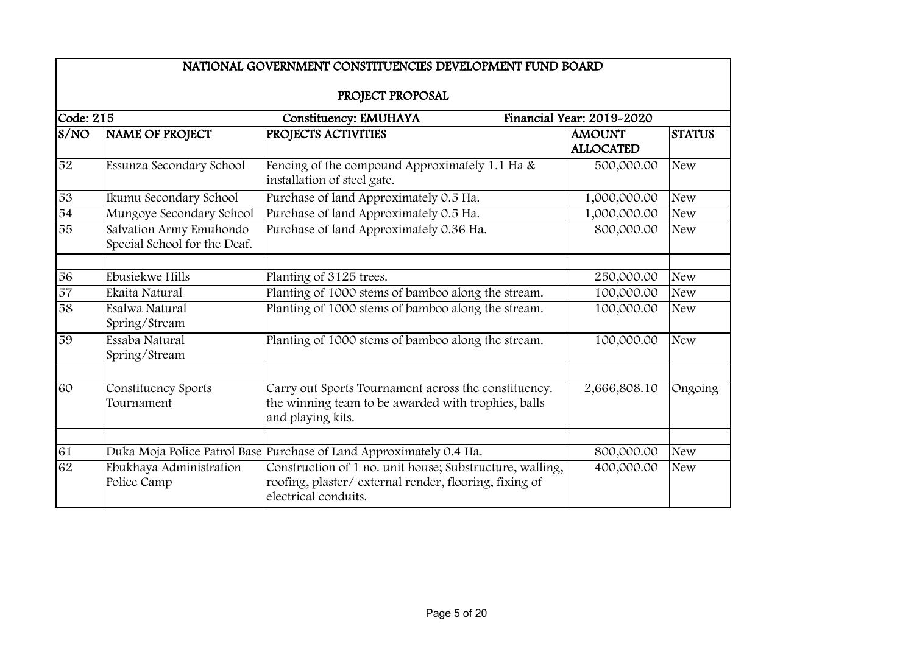# NATIONAL GOVERNMENT CONSTITUENCIES DEVELOPMENT FUND BOARD

## PROJECT PROPOSAL

Code: 215 | Constituency: EMUHAYA | Financial Year: 2019-2020

| S/NO | NAME OF PROJECT | PROJECTS ACTIVITIES | AMOUNT ALLOCATED | STATUS |
|---|---|---|---|---|
| 52 | Essunza Secondary School | Fencing of the compound Approximately 1.1 Ha & installation of steel gate. | 500,000.00 | New |
| 53 | Ikumu Secondary School | Purchase of land Approximately 0.5 Ha. | 1,000,000.00 | New |
| 54 | Mungoye Secondary School | Purchase of land Approximately 0.5 Ha. | 1,000,000.00 | New |
| 55 | Salvation Army Emuhondo Special School for the Deaf. | Purchase of land Approximately 0.36 Ha. | 800,000.00 | New |
| | | | | |
| 56 | Ebusiekwe Hills | Planting of 3125 trees. | 250,000.00 | New |
| 57 | Ekaita Natural | Planting of 1000 stems of bamboo along the stream. | 100,000.00 | New |
| 58 | Esalwa Natural Spring/Stream | Planting of 1000 stems of bamboo along the stream. | 100,000.00 | New |
| 59 | Essaba Natural Spring/Stream | Planting of 1000 stems of bamboo along the stream. | 100,000.00 | New |
| | | | | |
| 60 | Constituency Sports Tournament | Carry out Sports Tournament across the constituency. the winning team to be awarded with trophies, balls and playing kits. | 2,666,808.10 | Ongoing |
| | | | | |
| 61 | Duka Moja Police Patrol Base | Purchase of Land Approximately 0.4 Ha. | 800,000.00 | New |
| 62 | Ebukhaya Administration Police Camp | Construction of 1 no. unit house; Substructure, walling, roofing, plaster/ external render, flooring, fixing of electrical conduits. | 400,000.00 | New |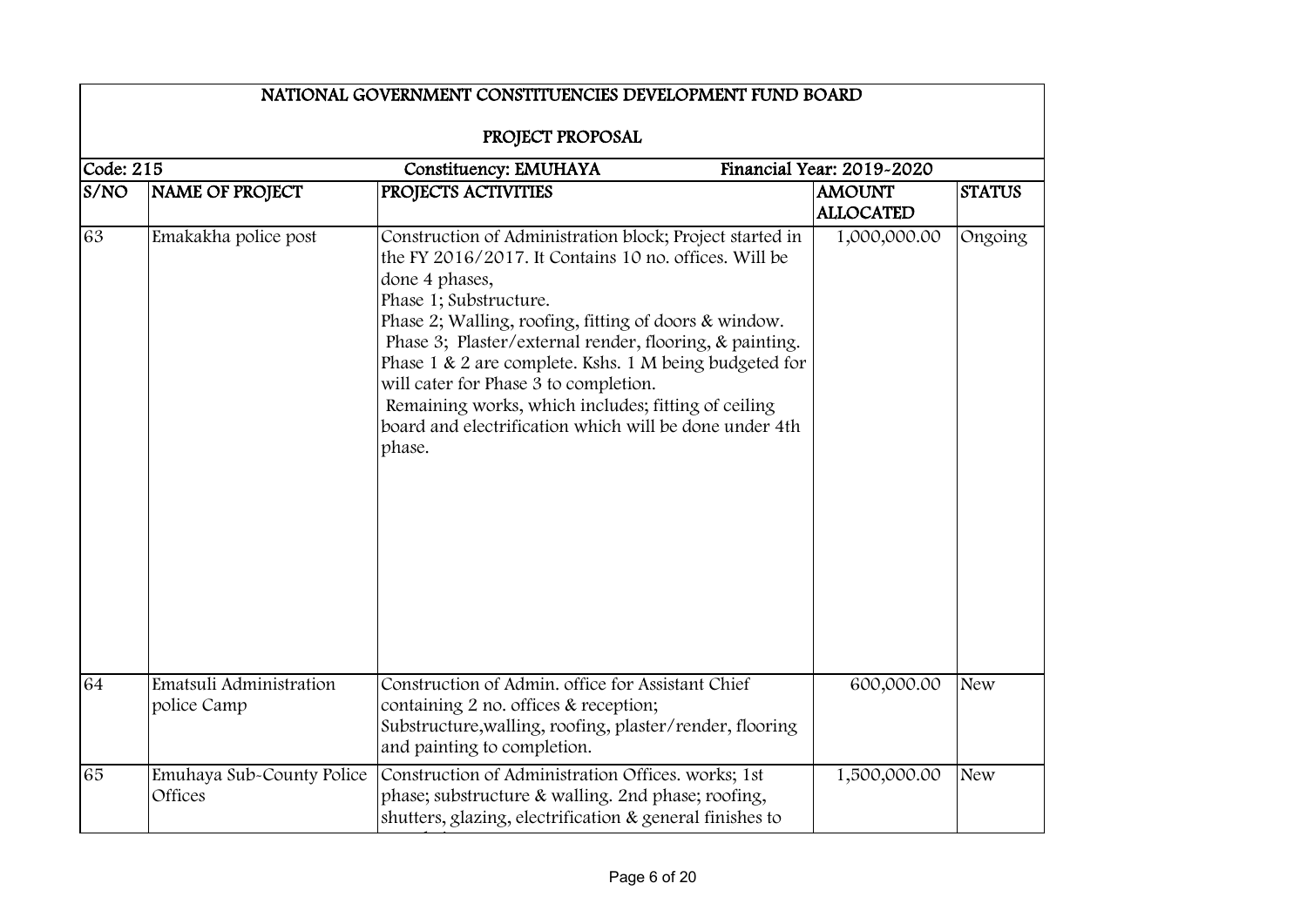# NATIONAL GOVERNMENT CONSTITUENCIES DEVELOPMENT FUND BOARD

## PROJECT PROPOSAL

**Code: 215** | **Constituency: EMUHAYA** | **Financial Year: 2019-2020**

| S/NO | NAME OF PROJECT | PROJECTS ACTIVITIES | AMOUNT ALLOCATED | STATUS |
|---|---|---|---|---|
| 63 | Emakakha police post | Construction of Administration block; Project started in the FY 2016/2017. It Contains 10 no. offices. Will be done 4 phases,<br>Phase 1; Substructure.<br>Phase 2; Walling, roofing, fitting of doors & window.<br>Phase 3; Plaster/external render, flooring, & painting.<br>Phase 1 & 2 are complete. Kshs. 1 M being budgeted for will cater for Phase 3 to completion.<br>Remaining works, which includes; fitting of ceiling board and electrification which will be done under 4th phase. | 1,000,000.00 | Ongoing |
| 64 | Ematsuli Administration police Camp | Construction of Admin. office for Assistant Chief containing 2 no. offices & reception;<br>Substructure,walling, roofing, plaster/render, flooring and painting to completion. | 600,000.00 | New |
| 65 | Emuhaya Sub-County Police Offices | Construction of Administration Offices. works; 1st phase; substructure & walling. 2nd phase; roofing, shutters, glazing, electrification & general finishes to | 1,500,000.00 | New |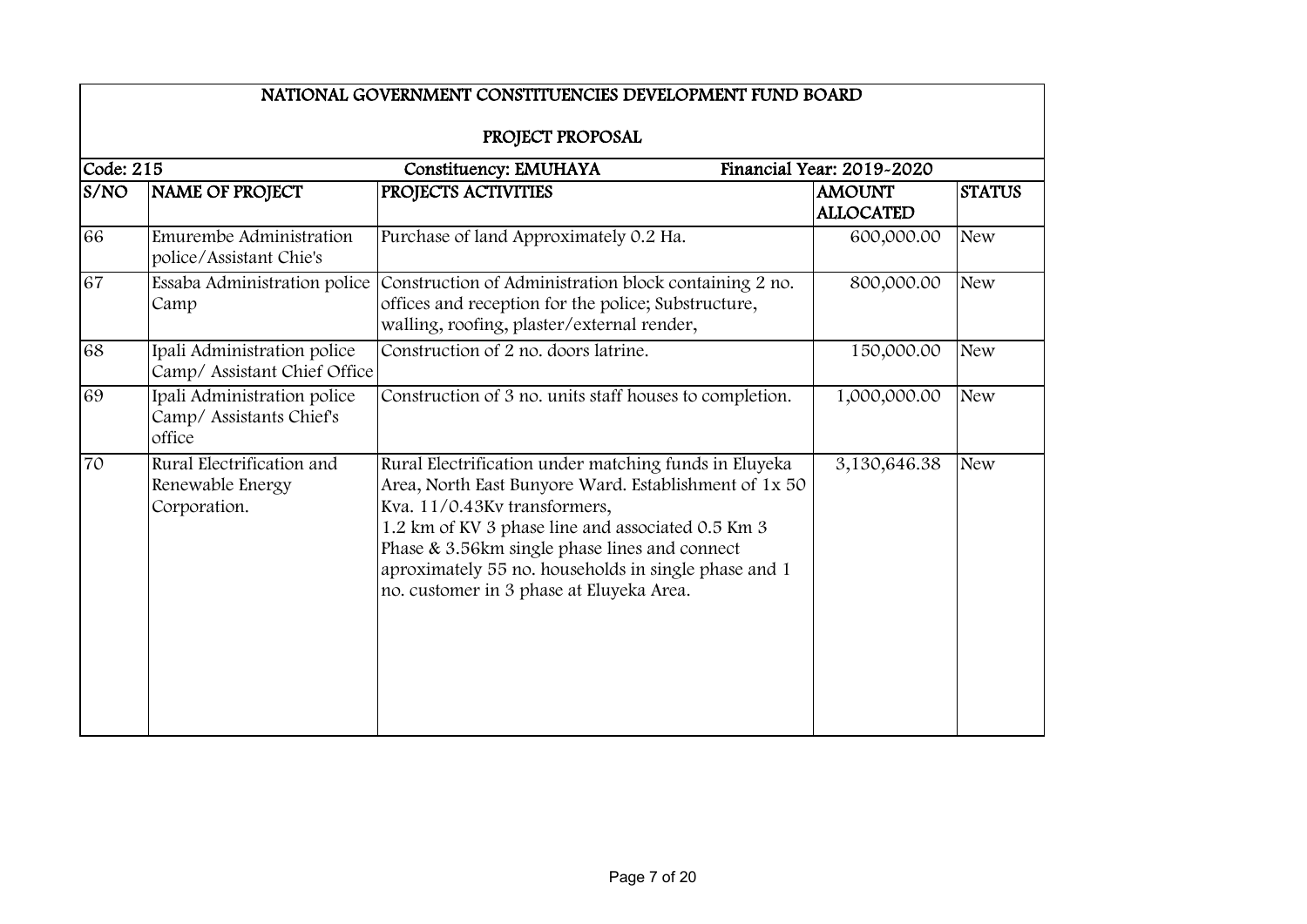# NATIONAL GOVERNMENT CONSTITUENCIES DEVELOPMENT FUND BOARD

## PROJECT PROPOSAL

| Code: 215 | | Constituency: EMUHAYA | Financial Year: 2019-2020 | |
|---|---|---|---|---|
| S/NO | NAME OF PROJECT | PROJECTS ACTIVITIES | AMOUNT ALLOCATED | STATUS |
| 66 | Emurembe Administration police/Assistant Chie's | Purchase of land Approximately 0.2 Ha. | 600,000.00 | New |
| 67 | Essaba Administration police Camp | Construction of Administration block containing 2 no. offices and reception for the police; Substructure, walling, roofing, plaster/external render, | 800,000.00 | New |
| 68 | Ipali Administration police Camp/ Assistant Chief Office | Construction of 2 no. doors latrine. | 150,000.00 | New |
| 69 | Ipali Administration police Camp/ Assistants Chief's office | Construction of 3 no. units staff houses to completion. | 1,000,000.00 | New |
| 70 | Rural Electrification and Renewable Energy Corporation. | Rural Electrification under matching funds in Eluyeka Area, North East Bunyore Ward. Establishment of 1x 50 Kva. 11/0.43Kv transformers, 1.2 km of KV 3 phase line and associated 0.5 Km 3 Phase & 3.56km single phase lines and connect aproximately 55 no. households in single phase and 1 no. customer in 3 phase at Eluyeka Area. | 3,130,646.38 | New |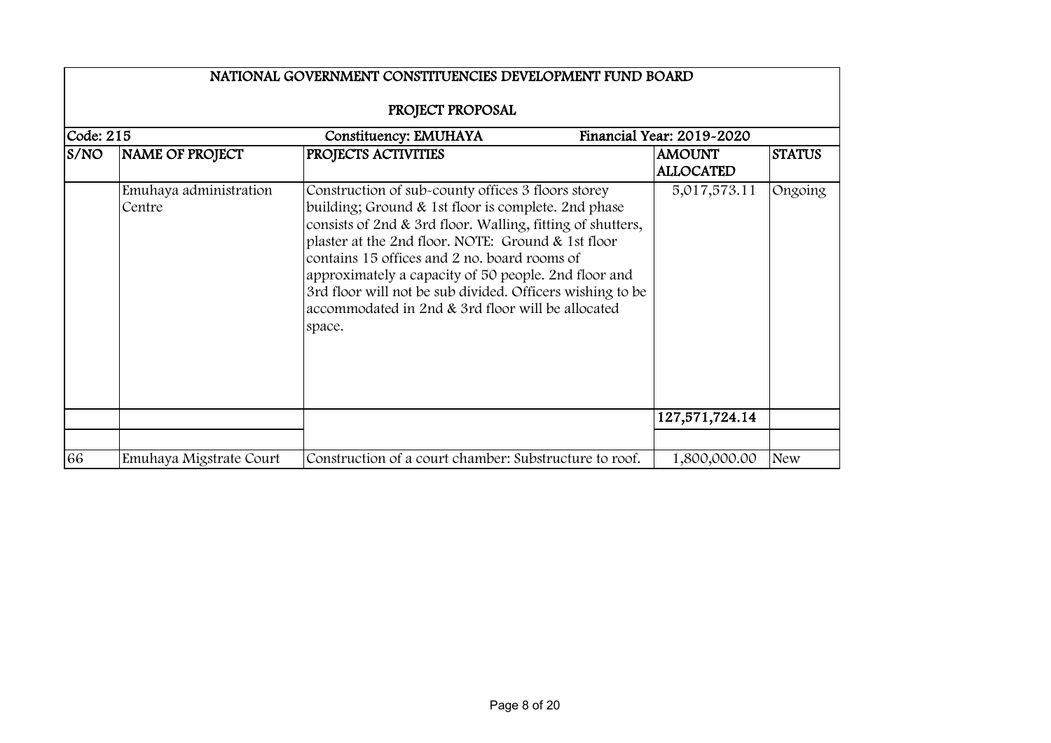| NATIONAL GOVERNMENT CONSTITUENCIES DEVELOPMENT FUND BOARD | | | | |
|---|---|---|---|---|
| PROJECT PROPOSAL | | | | |
| Code: 215 | | Constituency: EMUHAYA | Financial Year: 2019-2020 | |
| S/NO | NAME OF PROJECT | PROJECTS ACTIVITIES | AMOUNT ALLOCATED | STATUS |
| | Emuhaya administration Centre | Construction of sub-county offices 3 floors storey building; Ground & 1st floor is complete. 2nd phase consists of 2nd & 3rd floor. Walling, fitting of shutters, plaster at the 2nd floor. NOTE: Ground & 1st floor contains 15 offices and 2 no. board rooms of approximately a capacity of 50 people. 2nd floor and 3rd floor will not be sub divided. Officers wishing to be accommodated in 2nd & 3rd floor will be allocated space. | 5,017,573.11 | Ongoing |
| | | | **127,571,724.14** | |
| | | | | |
| 66 | Emuhaya Migstrate Court | Construction of a court chamber: Substructure to roof. | 1,800,000.00 | New |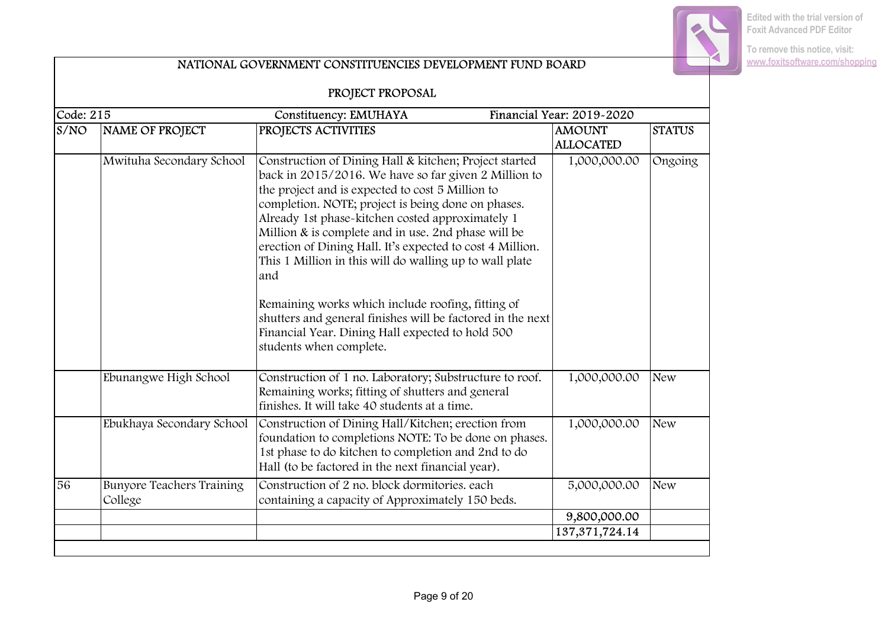NATIONAL GOVERNMENT CONSTITUENCIES DEVELOPMENT FUND BOARD

PROJECT PROPOSAL

| Code: 215 | | Constituency: EMUHAYA | Financial Year: 2019-2020 | |
|---|---|---|---|---|
| S/NO | NAME OF PROJECT | PROJECTS ACTIVITIES | AMOUNT ALLOCATED | STATUS |
| | Mwituha Secondary School | Construction of Dining Hall & kitchen; Project started back in 2015/2016. We have so far given 2 Million to the project and is expected to cost 5 Million to completion. NOTE; project is being done on phases. Already 1st phase-kitchen costed approximately 1 Million & is complete and in use. 2nd phase will be erection of Dining Hall. It's expected to cost 4 Million. This 1 Million in this will do walling up to wall plate and<br><br>Remaining works which include roofing, fitting of shutters and general finishes will be factored in the next Financial Year. Dining Hall expected to hold 500 students when complete. | 1,000,000.00 | Ongoing |
| | Ebunangwe High School | Construction of 1 no. Laboratory; Substructure to roof. Remaining works; fitting of shutters and general finishes. It will take 40 students at a time. | 1,000,000.00 | New |
| | Ebukhaya Secondary School | Construction of Dining Hall/Kitchen; erection from foundation to completions NOTE: To be done on phases. 1st phase to do kitchen to completion and 2nd to do Hall (to be factored in the next financial year). | 1,000,000.00 | New |
| 56 | Bunyore Teachers Training College | Construction of 2 no. block dormitories. each containing a capacity of Approximately 150 beds. | 5,000,000.00 | New |
| | | | 9,800,000.00 | |
| | | | 137,371,724.14 | |